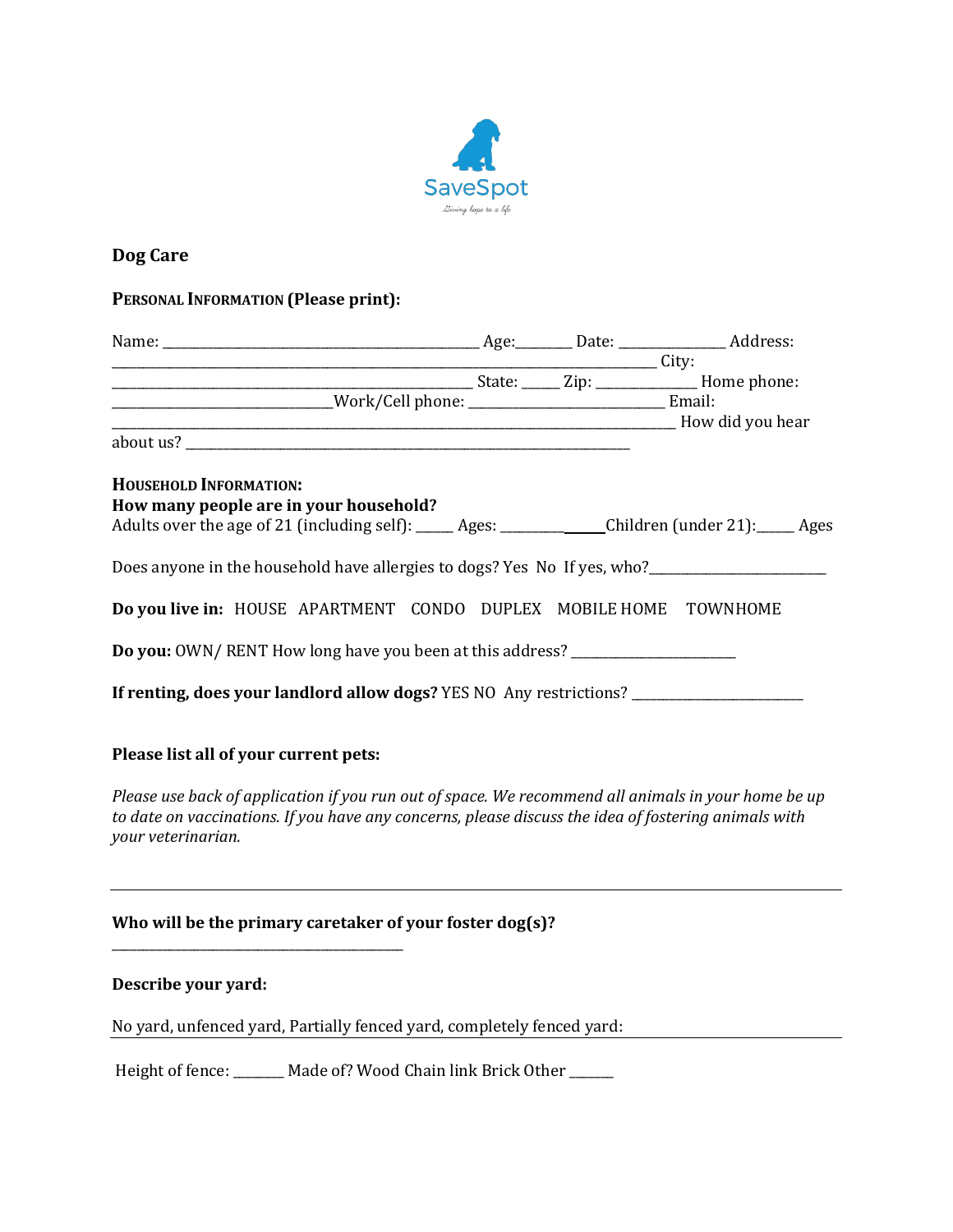SaveSpot

Giving hope to a life

# Dog Care

**PERSONAL INFORMATION (Please print):**

Name: ____________________________________________ Age:_______ Date: ______________ Address: ___________________________________________________________________________ City: __________________________________________________ State: _____ Zip: ______________ Home phone: ______________________________Work/Cell phone: ___________________________ Email: ______________________________________________________________________________ How did you hear about us? ____________________________________________________________

**HOUSEHOLD INFORMATION:**

**How many people are in your household?**

Adults over the age of 21 (including self): _____ Ages: ______________Children (under 21):_____ Ages

Does anyone in the household have allergies to dogs? Yes No If yes, who?_________________________

**Do you live in:** HOUSE APARTMENT CONDO DUPLEX MOBILE HOME TOWNHOME

**Do you:** OWN/ RENT How long have you been at this address? _______________________

**If renting, does your landlord allow dogs?** YES NO Any restrictions? ________________________

**Please list all of your current pets:**

*Please use back of application if you run out of space. We recommend all animals in your home be up to date on vaccinations. If you have any concerns, please discuss the idea of fostering animals with your veterinarian.*

---

**Who will be the primary caretaker of your foster dog(s)?** ________________________________________

**Describe your yard:**

No yard, unfenced yard, Partially fenced yard, completely fenced yard: ________________________________

Height of fence: _______ Made of? Wood Chain link Brick Other ______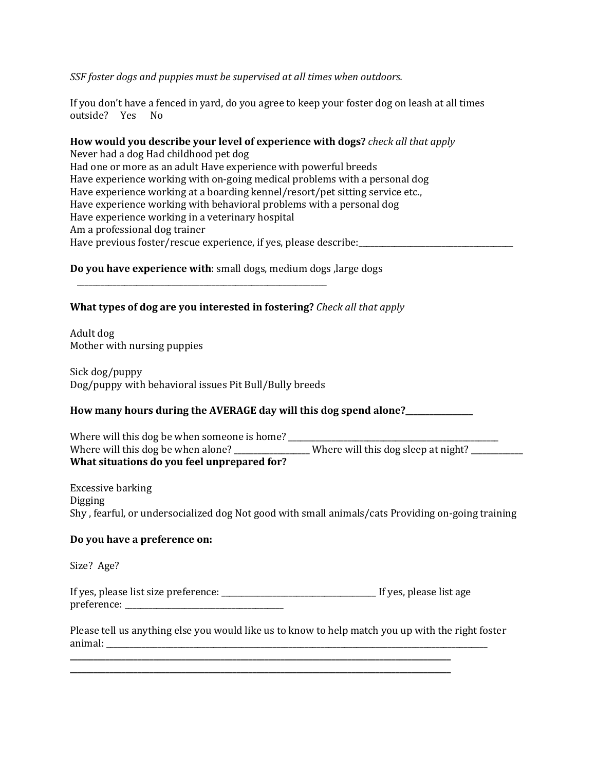*SSF foster dogs and puppies must be supervised at all times when outdoors.*

If you don't have a fenced in yard, do you agree to keep your foster dog on leash at all times outside? Yes No

**How would you describe your level of experience with dogs?** *check all that apply*
Never had a dog Had childhood pet dog
Had one or more as an adult Have experience with powerful breeds
Have experience working with on-going medical problems with a personal dog
Have experience working at a boarding kennel/resort/pet sitting service etc.,
Have experience working with behavioral problems with a personal dog
Have experience working in a veterinary hospital
Am a professional dog trainer
Have previous foster/rescue experience, if yes, please describe:________________________________________

**Do you have experience with**: small dogs, medium dogs ,large dogs
_______________________________________________________________

**What types of dog are you interested in fostering?** *Check all that apply*

Adult dog
Mother with nursing puppies

Sick dog/puppy
Dog/puppy with behavioral issues Pit Bull/Bully breeds

**How many hours during the AVERAGE day will this dog spend alone?_________________**

Where will this dog be when someone is home? ______________________________________________________
Where will this dog be when alone? ___________________ Where will this dog sleep at night? _____________
**What situations do you feel unprepared for?**

Excessive barking
Digging
Shy , fearful, or undersocialized dog Not good with small animals/cats Providing on-going training

**Do you have a preference on:**

Size? Age?

If yes, please list size preference: ______________________________________ If yes, please list age preference: ______________________________________

Please tell us anything else you would like us to know to help match you up with the right foster animal: _____________________________________________________________________________________________
_____________________________________________________________________________________________
_____________________________________________________________________________________________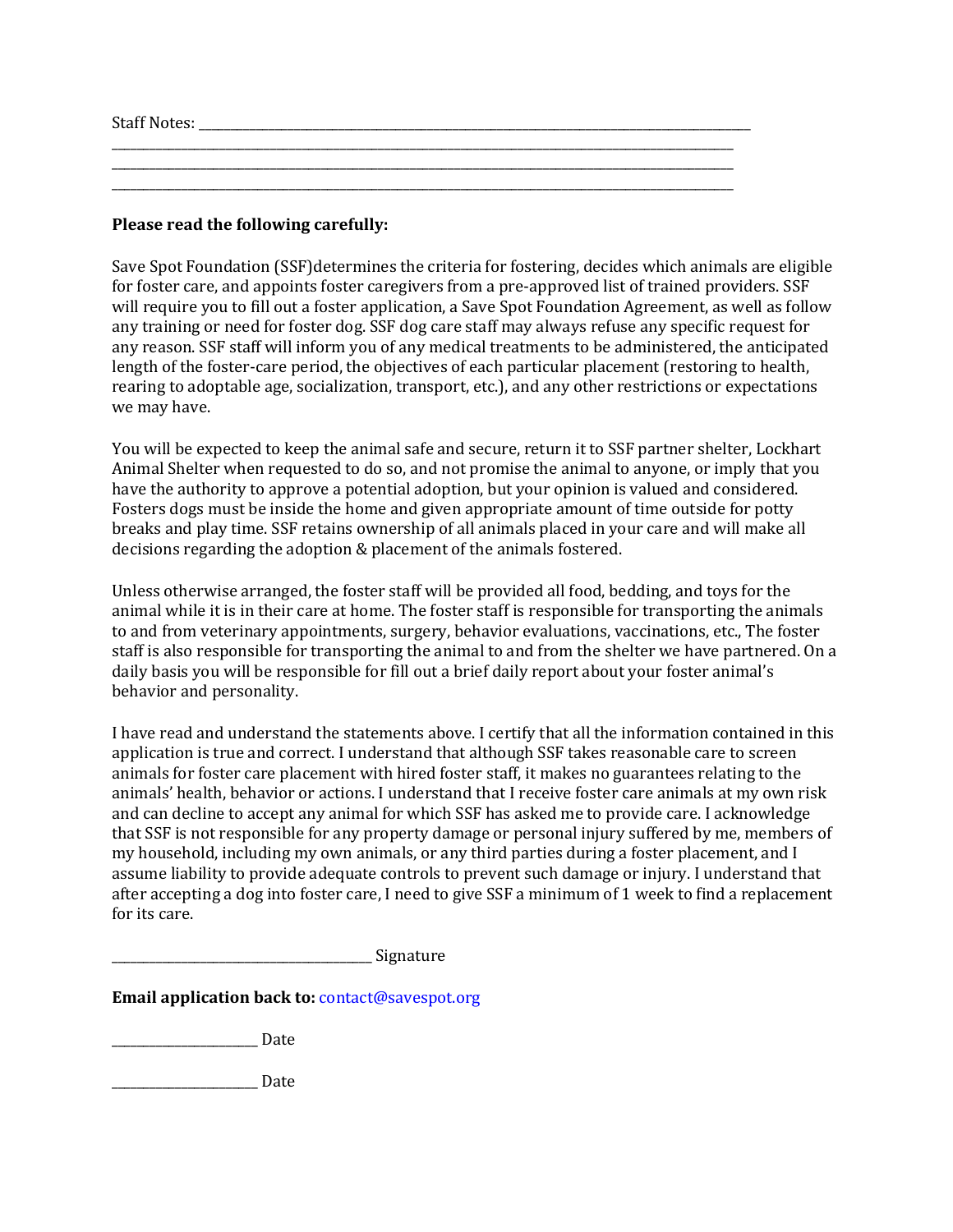Staff Notes: ______________________________________________________________________________
______________________________________________________________________________
______________________________________________________________________________
______________________________________________________________________________

**Please read the following carefully:**

Save Spot Foundation (SSF)determines the criteria for fostering, decides which animals are eligible for foster care, and appoints foster caregivers from a pre-approved list of trained providers. SSF will require you to fill out a foster application, a Save Spot Foundation Agreement, as well as follow any training or need for foster dog. SSF dog care staff may always refuse any specific request for any reason. SSF staff will inform you of any medical treatments to be administered, the anticipated length of the foster-care period, the objectives of each particular placement (restoring to health, rearing to adoptable age, socialization, transport, etc.), and any other restrictions or expectations we may have.

You will be expected to keep the animal safe and secure, return it to SSF partner shelter, Lockhart Animal Shelter when requested to do so, and not promise the animal to anyone, or imply that you have the authority to approve a potential adoption, but your opinion is valued and considered. Fosters dogs must be inside the home and given appropriate amount of time outside for potty breaks and play time. SSF retains ownership of all animals placed in your care and will make all decisions regarding the adoption & placement of the animals fostered.

Unless otherwise arranged, the foster staff will be provided all food, bedding, and toys for the animal while it is in their care at home. The foster staff is responsible for transporting the animals to and from veterinary appointments, surgery, behavior evaluations, vaccinations, etc., The foster staff is also responsible for transporting the animal to and from the shelter we have partnered. On a daily basis you will be responsible for fill out a brief daily report about your foster animal's behavior and personality.

I have read and understand the statements above. I certify that all the information contained in this application is true and correct. I understand that although SSF takes reasonable care to screen animals for foster care placement with hired foster staff, it makes no guarantees relating to the animals' health, behavior or actions. I understand that I receive foster care animals at my own risk and can decline to accept any animal for which SSF has asked me to provide care. I acknowledge that SSF is not responsible for any property damage or personal injury suffered by me, members of my household, including my own animals, or any third parties during a foster placement, and I assume liability to provide adequate controls to prevent such damage or injury. I understand that after accepting a dog into foster care, I need to give SSF a minimum of 1 week to find a replacement for its care.

______________________________ Signature

**Email application back to:** contact@savespot.org

__________________ Date

__________________ Date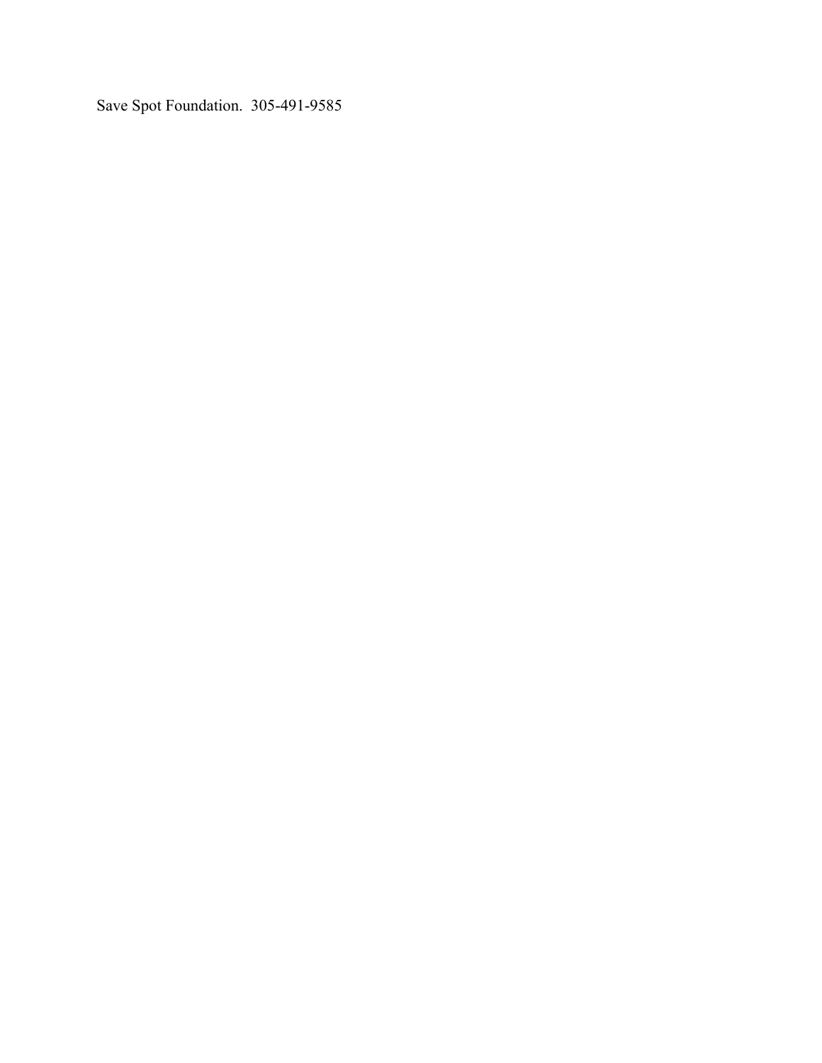Save Spot Foundation.  305-491-9585